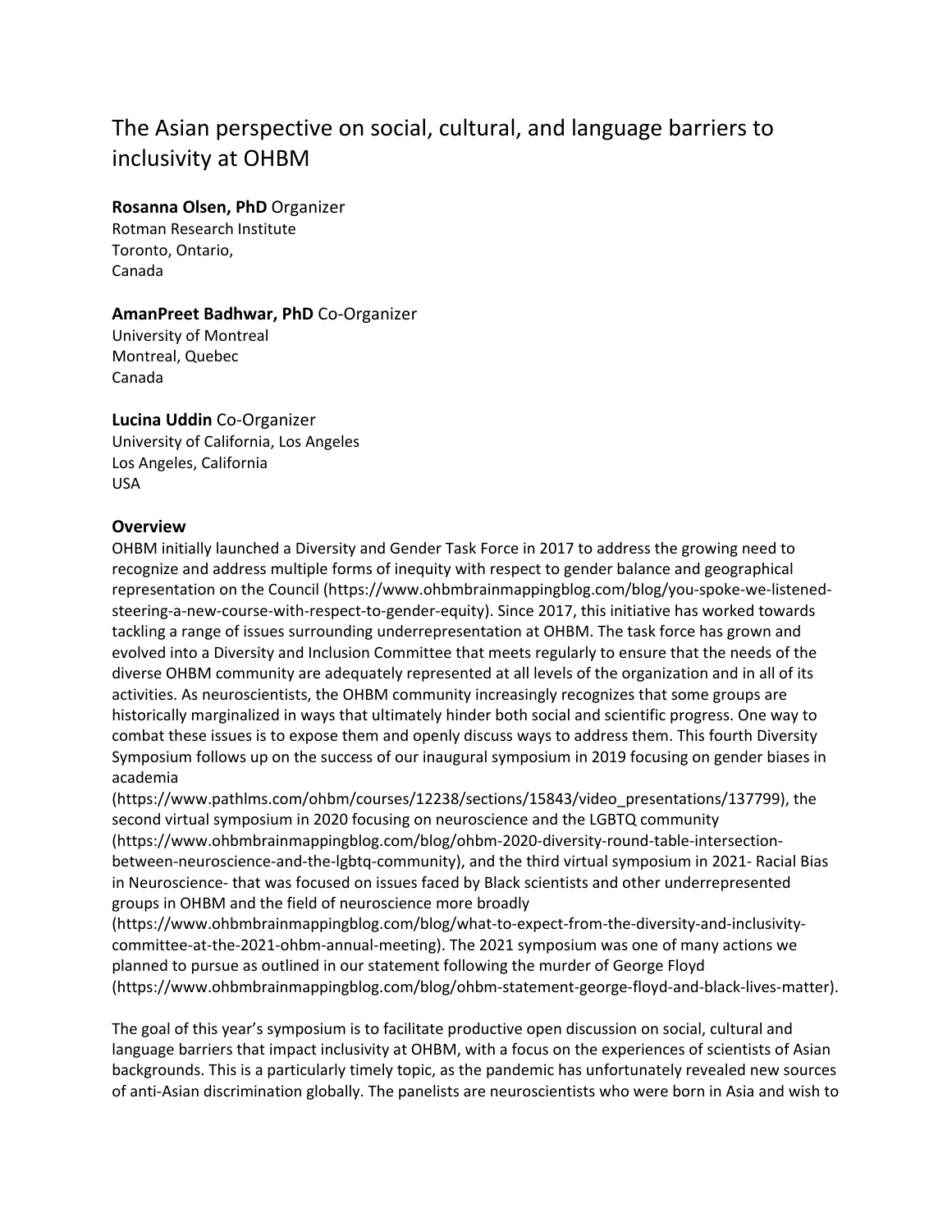# The Asian perspective on social, cultural, and language barriers to inclusivity at OHBM

**Rosanna Olsen, PhD** Organizer
Rotman Research Institute
Toronto, Ontario,
Canada

**AmanPreet Badhwar, PhD** Co-Organizer
University of Montreal
Montreal, Quebec
Canada

**Lucina Uddin** Co-Organizer
University of California, Los Angeles
Los Angeles, California
USA

## Overview

OHBM initially launched a Diversity and Gender Task Force in 2017 to address the growing need to recognize and address multiple forms of inequity with respect to gender balance and geographical representation on the Council (https://www.ohbmbrainmappingblog.com/blog/you-spoke-we-listened-steering-a-new-course-with-respect-to-gender-equity). Since 2017, this initiative has worked towards tackling a range of issues surrounding underrepresentation at OHBM. The task force has grown and evolved into a Diversity and Inclusion Committee that meets regularly to ensure that the needs of the diverse OHBM community are adequately represented at all levels of the organization and in all of its activities. As neuroscientists, the OHBM community increasingly recognizes that some groups are historically marginalized in ways that ultimately hinder both social and scientific progress. One way to combat these issues is to expose them and openly discuss ways to address them. This fourth Diversity Symposium follows up on the success of our inaugural symposium in 2019 focusing on gender biases in academia (https://www.pathlms.com/ohbm/courses/12238/sections/15843/video_presentations/137799), the second virtual symposium in 2020 focusing on neuroscience and the LGBTQ community (https://www.ohbmbrainmappingblog.com/blog/ohbm-2020-diversity-round-table-intersection-between-neuroscience-and-the-lgbtq-community), and the third virtual symposium in 2021- Racial Bias in Neuroscience- that was focused on issues faced by Black scientists and other underrepresented groups in OHBM and the field of neuroscience more broadly (https://www.ohbmbrainmappingblog.com/blog/what-to-expect-from-the-diversity-and-inclusivity-committee-at-the-2021-ohbm-annual-meeting). The 2021 symposium was one of many actions we planned to pursue as outlined in our statement following the murder of George Floyd (https://www.ohbmbrainmappingblog.com/blog/ohbm-statement-george-floyd-and-black-lives-matter).

The goal of this year's symposium is to facilitate productive open discussion on social, cultural and language barriers that impact inclusivity at OHBM, with a focus on the experiences of scientists of Asian backgrounds. This is a particularly timely topic, as the pandemic has unfortunately revealed new sources of anti-Asian discrimination globally. The panelists are neuroscientists who were born in Asia and wish to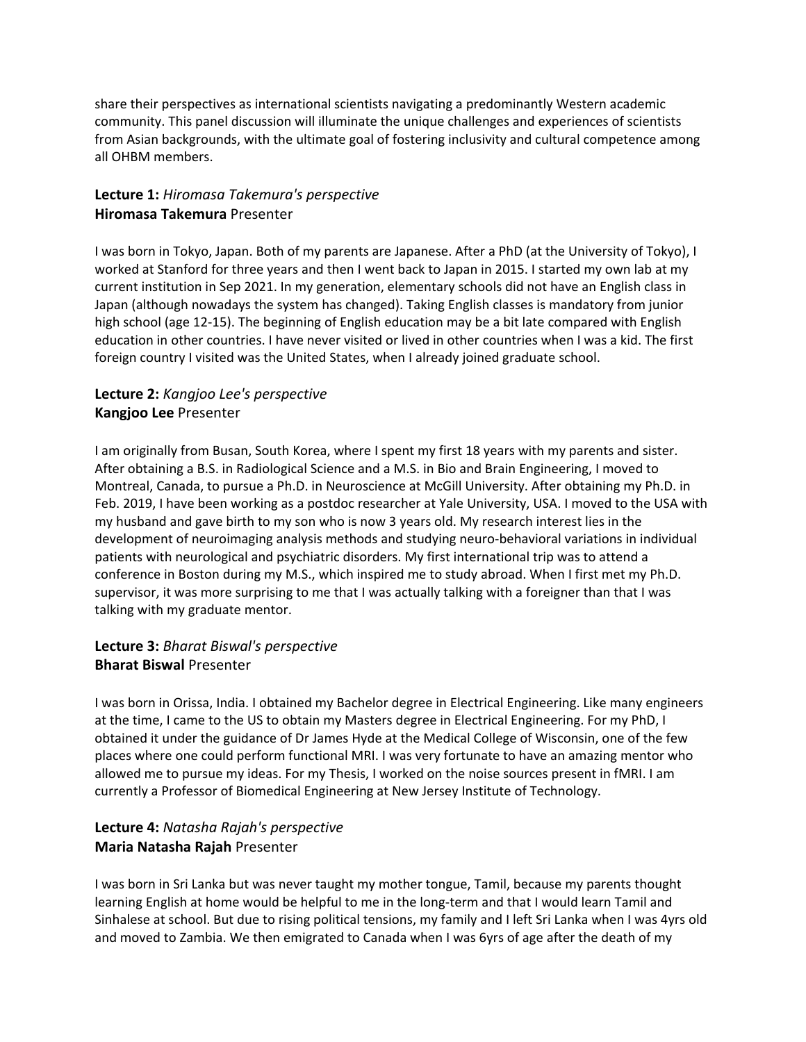share their perspectives as international scientists navigating a predominantly Western academic community. This panel discussion will illuminate the unique challenges and experiences of scientists from Asian backgrounds, with the ultimate goal of fostering inclusivity and cultural competence among all OHBM members.

**Lecture 1:** *Hiromasa Takemura's perspective*
**Hiromasa Takemura** Presenter

I was born in Tokyo, Japan. Both of my parents are Japanese. After a PhD (at the University of Tokyo), I worked at Stanford for three years and then I went back to Japan in 2015. I started my own lab at my current institution in Sep 2021. In my generation, elementary schools did not have an English class in Japan (although nowadays the system has changed). Taking English classes is mandatory from junior high school (age 12-15). The beginning of English education may be a bit late compared with English education in other countries. I have never visited or lived in other countries when I was a kid. The first foreign country I visited was the United States, when I already joined graduate school.

**Lecture 2:** *Kangjoo Lee's perspective*
**Kangjoo Lee** Presenter

I am originally from Busan, South Korea, where I spent my first 18 years with my parents and sister. After obtaining a B.S. in Radiological Science and a M.S. in Bio and Brain Engineering, I moved to Montreal, Canada, to pursue a Ph.D. in Neuroscience at McGill University. After obtaining my Ph.D. in Feb. 2019, I have been working as a postdoc researcher at Yale University, USA. I moved to the USA with my husband and gave birth to my son who is now 3 years old. My research interest lies in the development of neuroimaging analysis methods and studying neuro-behavioral variations in individual patients with neurological and psychiatric disorders. My first international trip was to attend a conference in Boston during my M.S., which inspired me to study abroad. When I first met my Ph.D. supervisor, it was more surprising to me that I was actually talking with a foreigner than that I was talking with my graduate mentor.

**Lecture 3:** *Bharat Biswal's perspective*
**Bharat Biswal** Presenter

I was born in Orissa, India. I obtained my Bachelor degree in Electrical Engineering. Like many engineers at the time, I came to the US to obtain my Masters degree in Electrical Engineering. For my PhD, I obtained it under the guidance of Dr James Hyde at the Medical College of Wisconsin, one of the few places where one could perform functional MRI. I was very fortunate to have an amazing mentor who allowed me to pursue my ideas. For my Thesis, I worked on the noise sources present in fMRI. I am currently a Professor of Biomedical Engineering at New Jersey Institute of Technology.

**Lecture 4:** *Natasha Rajah's perspective*
**Maria Natasha Rajah** Presenter

I was born in Sri Lanka but was never taught my mother tongue, Tamil, because my parents thought learning English at home would be helpful to me in the long-term and that I would learn Tamil and Sinhalese at school. But due to rising political tensions, my family and I left Sri Lanka when I was 4yrs old and moved to Zambia. We then emigrated to Canada when I was 6yrs of age after the death of my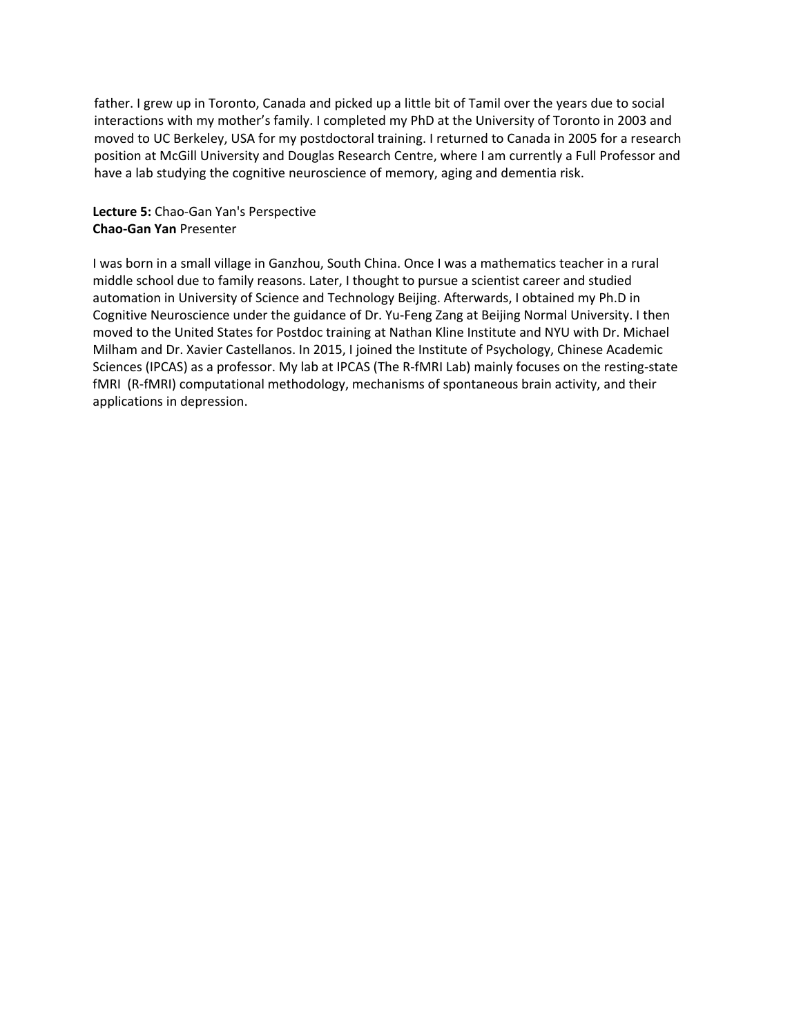father. I grew up in Toronto, Canada and picked up a little bit of Tamil over the years due to social interactions with my mother's family. I completed my PhD at the University of Toronto in 2003 and moved to UC Berkeley, USA for my postdoctoral training. I returned to Canada in 2005 for a research position at McGill University and Douglas Research Centre, where I am currently a Full Professor and have a lab studying the cognitive neuroscience of memory, aging and dementia risk.

**Lecture 5:** Chao-Gan Yan's Perspective
**Chao-Gan Yan** Presenter

I was born in a small village in Ganzhou, South China. Once I was a mathematics teacher in a rural middle school due to family reasons. Later, I thought to pursue a scientist career and studied automation in University of Science and Technology Beijing. Afterwards, I obtained my Ph.D in Cognitive Neuroscience under the guidance of Dr. Yu-Feng Zang at Beijing Normal University. I then moved to the United States for Postdoc training at Nathan Kline Institute and NYU with Dr. Michael Milham and Dr. Xavier Castellanos. In 2015, I joined the Institute of Psychology, Chinese Academic Sciences (IPCAS) as a professor. My lab at IPCAS (The R-fMRI Lab) mainly focuses on the resting-state fMRI (R-fMRI) computational methodology, mechanisms of spontaneous brain activity, and their applications in depression.